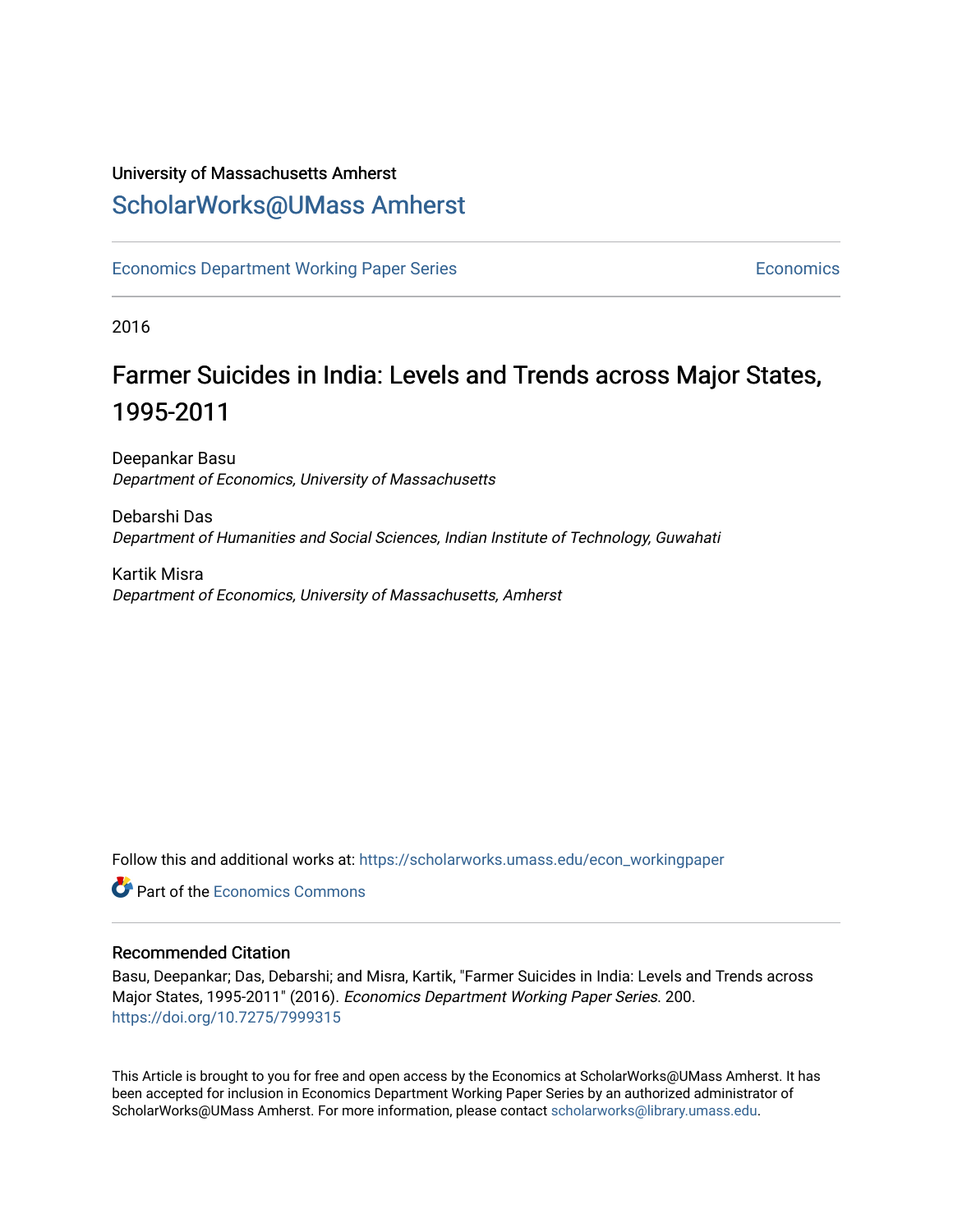University of Massachusetts Amherst

# ScholarWorks@UMass Amherst

Economics Department Working Paper Series | Economics

2016

## Farmer Suicides in India: Levels and Trends across Major States, 1995-2011

Deepankar Basu
*Department of Economics, University of Massachusetts*

Debarshi Das
*Department of Humanities and Social Sciences, Indian Institute of Technology, Guwahati*

Kartik Misra
*Department of Economics, University of Massachusetts, Amherst*

Follow this and additional works at: https://scholarworks.umass.edu/econ_workingpaper

Part of the Economics Commons

### Recommended Citation

Basu, Deepankar; Das, Debarshi; and Misra, Kartik, "Farmer Suicides in India: Levels and Trends across Major States, 1995-2011" (2016). *Economics Department Working Paper Series*. 200.
https://doi.org/10.7275/7999315

This Article is brought to you for free and open access by the Economics at ScholarWorks@UMass Amherst. It has been accepted for inclusion in Economics Department Working Paper Series by an authorized administrator of ScholarWorks@UMass Amherst. For more information, please contact scholarworks@library.umass.edu.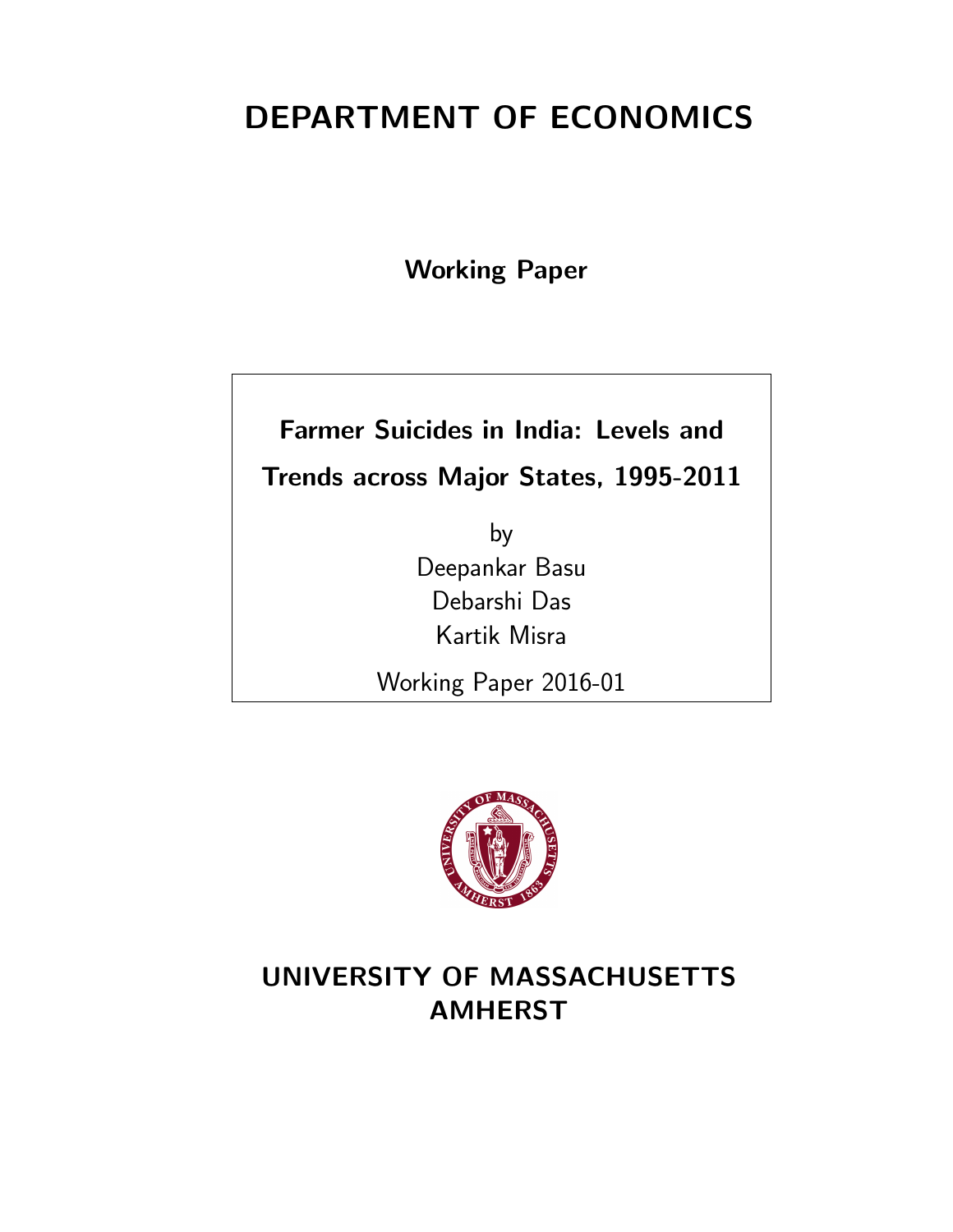# DEPARTMENT OF ECONOMICS

**Working Paper**

**Farmer Suicides in India: Levels and Trends across Major States, 1995-2011**

by

Deepankar Basu

Debarshi Das

Kartik Misra

Working Paper 2016-01

# UNIVERSITY OF MASSACHUSETTS AMHERST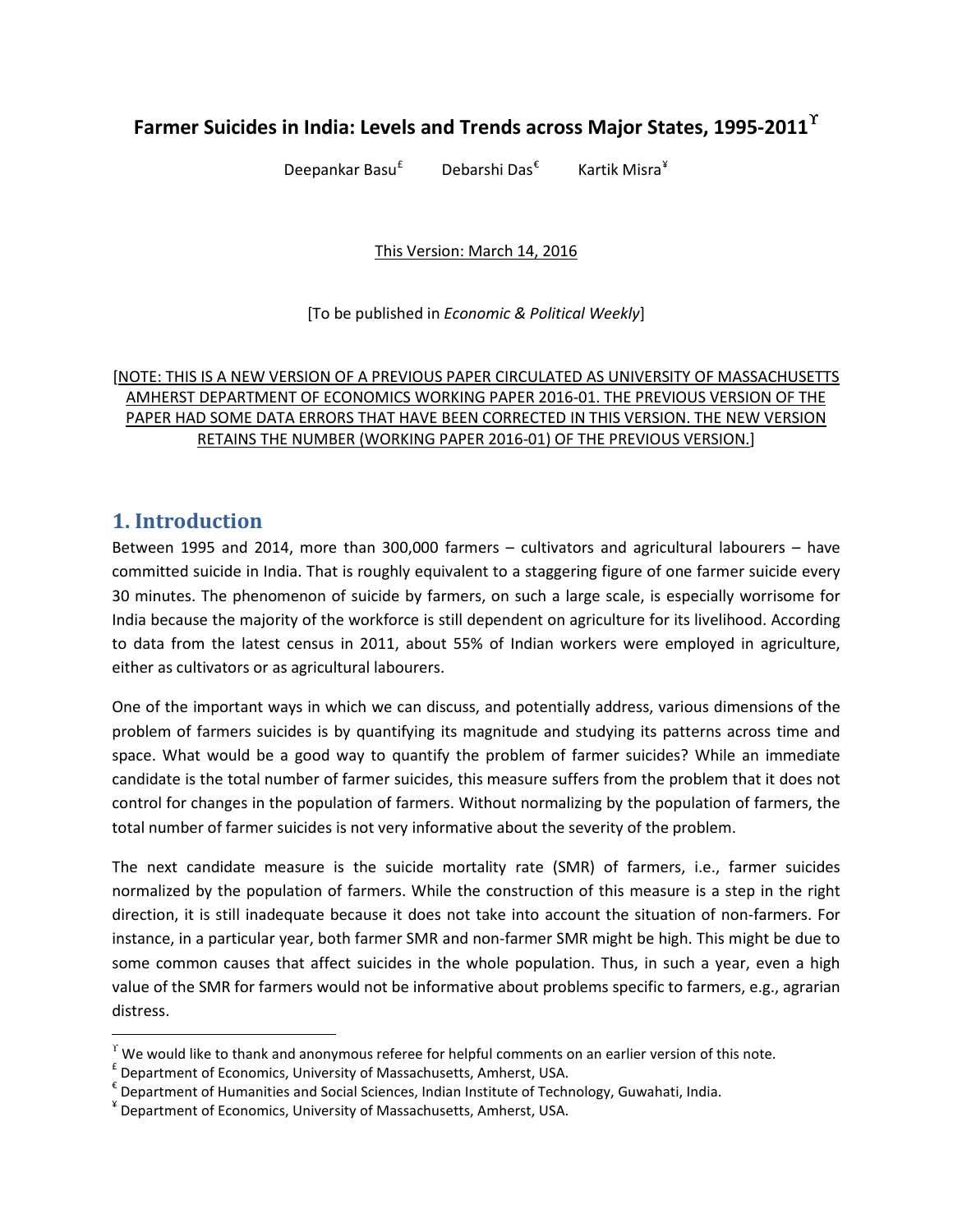# Farmer Suicides in India: Levels and Trends across Major States, 1995-2011[ϒ]

Deepankar Basu[£] Debarshi Das[€] Kartik Misra[¥]

This Version: March 14, 2016

[To be published in *Economic & Political Weekly*]

[NOTE: THIS IS A NEW VERSION OF A PREVIOUS PAPER CIRCULATED AS UNIVERSITY OF MASSACHUSETTS AMHERST DEPARTMENT OF ECONOMICS WORKING PAPER 2016-01. THE PREVIOUS VERSION OF THE PAPER HAD SOME DATA ERRORS THAT HAVE BEEN CORRECTED IN THIS VERSION. THE NEW VERSION RETAINS THE NUMBER (WORKING PAPER 2016-01) OF THE PREVIOUS VERSION.]

## 1. Introduction

Between 1995 and 2014, more than 300,000 farmers – cultivators and agricultural labourers – have committed suicide in India. That is roughly equivalent to a staggering figure of one farmer suicide every 30 minutes. The phenomenon of suicide by farmers, on such a large scale, is especially worrisome for India because the majority of the workforce is still dependent on agriculture for its livelihood. According to data from the latest census in 2011, about 55% of Indian workers were employed in agriculture, either as cultivators or as agricultural labourers.

One of the important ways in which we can discuss, and potentially address, various dimensions of the problem of farmers suicides is by quantifying its magnitude and studying its patterns across time and space. What would be a good way to quantify the problem of farmer suicides? While an immediate candidate is the total number of farmer suicides, this measure suffers from the problem that it does not control for changes in the population of farmers. Without normalizing by the population of farmers, the total number of farmer suicides is not very informative about the severity of the problem.

The next candidate measure is the suicide mortality rate (SMR) of farmers, i.e., farmer suicides normalized by the population of farmers. While the construction of this measure is a step in the right direction, it is still inadequate because it does not take into account the situation of non-farmers. For instance, in a particular year, both farmer SMR and non-farmer SMR might be high. This might be due to some common causes that affect suicides in the whole population. Thus, in such a year, even a high value of the SMR for farmers would not be informative about problems specific to farmers, e.g., agrarian distress.

---

[ϒ] We would like to thank and anonymous referee for helpful comments on an earlier version of this note.

[£] Department of Economics, University of Massachusetts, Amherst, USA.

[€] Department of Humanities and Social Sciences, Indian Institute of Technology, Guwahati, India.

[¥] Department of Economics, University of Massachusetts, Amherst, USA.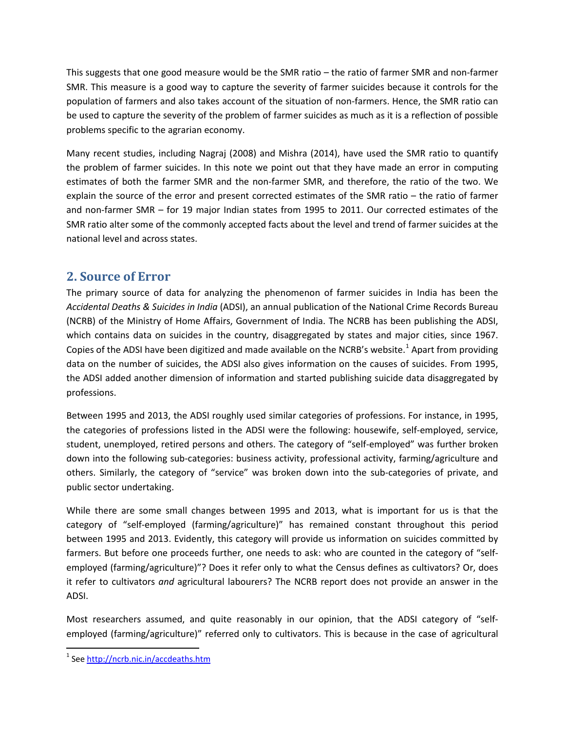This suggests that one good measure would be the SMR ratio – the ratio of farmer SMR and non-farmer SMR. This measure is a good way to capture the severity of farmer suicides because it controls for the population of farmers and also takes account of the situation of non-farmers. Hence, the SMR ratio can be used to capture the severity of the problem of farmer suicides as much as it is a reflection of possible problems specific to the agrarian economy.

Many recent studies, including Nagraj (2008) and Mishra (2014), have used the SMR ratio to quantify the problem of farmer suicides. In this note we point out that they have made an error in computing estimates of both the farmer SMR and the non-farmer SMR, and therefore, the ratio of the two. We explain the source of the error and present corrected estimates of the SMR ratio – the ratio of farmer and non-farmer SMR – for 19 major Indian states from 1995 to 2011. Our corrected estimates of the SMR ratio alter some of the commonly accepted facts about the level and trend of farmer suicides at the national level and across states.

## 2. Source of Error

The primary source of data for analyzing the phenomenon of farmer suicides in India has been the *Accidental Deaths & Suicides in India* (ADSI), an annual publication of the National Crime Records Bureau (NCRB) of the Ministry of Home Affairs, Government of India. The NCRB has been publishing the ADSI, which contains data on suicides in the country, disaggregated by states and major cities, since 1967. Copies of the ADSI have been digitized and made available on the NCRB's website.[1] Apart from providing data on the number of suicides, the ADSI also gives information on the causes of suicides. From 1995, the ADSI added another dimension of information and started publishing suicide data disaggregated by professions.

Between 1995 and 2013, the ADSI roughly used similar categories of professions. For instance, in 1995, the categories of professions listed in the ADSI were the following: housewife, self-employed, service, student, unemployed, retired persons and others. The category of "self-employed" was further broken down into the following sub-categories: business activity, professional activity, farming/agriculture and others. Similarly, the category of "service" was broken down into the sub-categories of private, and public sector undertaking.

While there are some small changes between 1995 and 2013, what is important for us is that the category of "self-employed (farming/agriculture)" has remained constant throughout this period between 1995 and 2013. Evidently, this category will provide us information on suicides committed by farmers. But before one proceeds further, one needs to ask: who are counted in the category of "self-employed (farming/agriculture)"? Does it refer only to what the Census defines as cultivators? Or, does it refer to cultivators *and* agricultural labourers? The NCRB report does not provide an answer in the ADSI.

Most researchers assumed, and quite reasonably in our opinion, that the ADSI category of "self-employed (farming/agriculture)" referred only to cultivators. This is because in the case of agricultural

[1] See http://ncrb.nic.in/accdeaths.htm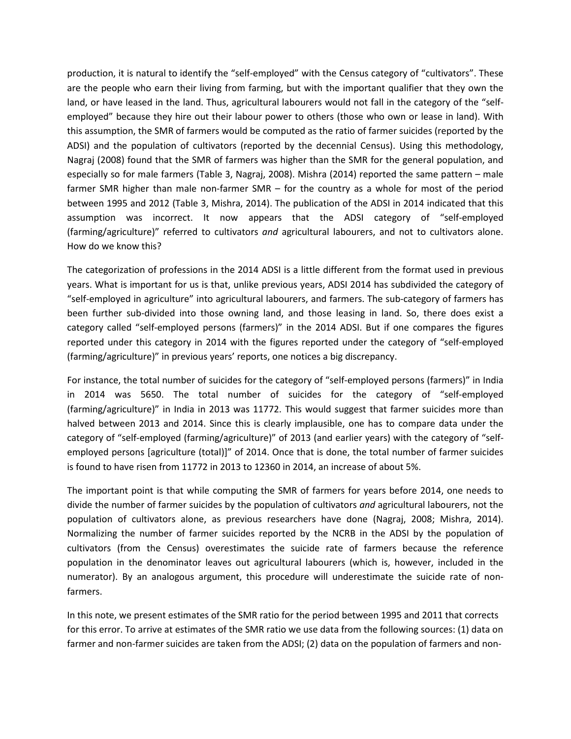production, it is natural to identify the "self-employed" with the Census category of "cultivators". These are the people who earn their living from farming, but with the important qualifier that they own the land, or have leased in the land. Thus, agricultural labourers would not fall in the category of the "self-employed" because they hire out their labour power to others (those who own or lease in land). With this assumption, the SMR of farmers would be computed as the ratio of farmer suicides (reported by the ADSI) and the population of cultivators (reported by the decennial Census). Using this methodology, Nagraj (2008) found that the SMR of farmers was higher than the SMR for the general population, and especially so for male farmers (Table 3, Nagraj, 2008). Mishra (2014) reported the same pattern – male farmer SMR higher than male non-farmer SMR – for the country as a whole for most of the period between 1995 and 2012 (Table 3, Mishra, 2014). The publication of the ADSI in 2014 indicated that this assumption was incorrect. It now appears that the ADSI category of "self-employed (farming/agriculture)" referred to cultivators *and* agricultural labourers, and not to cultivators alone. How do we know this?

The categorization of professions in the 2014 ADSI is a little different from the format used in previous years. What is important for us is that, unlike previous years, ADSI 2014 has subdivided the category of "self-employed in agriculture" into agricultural labourers, and farmers. The sub-category of farmers has been further sub-divided into those owning land, and those leasing in land. So, there does exist a category called "self-employed persons (farmers)" in the 2014 ADSI. But if one compares the figures reported under this category in 2014 with the figures reported under the category of "self-employed (farming/agriculture)" in previous years' reports, one notices a big discrepancy.

For instance, the total number of suicides for the category of "self-employed persons (farmers)" in India in 2014 was 5650. The total number of suicides for the category of "self-employed (farming/agriculture)" in India in 2013 was 11772. This would suggest that farmer suicides more than halved between 2013 and 2014. Since this is clearly implausible, one has to compare data under the category of "self-employed (farming/agriculture)" of 2013 (and earlier years) with the category of "self-employed persons [agriculture (total)]" of 2014. Once that is done, the total number of farmer suicides is found to have risen from 11772 in 2013 to 12360 in 2014, an increase of about 5%.

The important point is that while computing the SMR of farmers for years before 2014, one needs to divide the number of farmer suicides by the population of cultivators *and* agricultural labourers, not the population of cultivators alone, as previous researchers have done (Nagraj, 2008; Mishra, 2014). Normalizing the number of farmer suicides reported by the NCRB in the ADSI by the population of cultivators (from the Census) overestimates the suicide rate of farmers because the reference population in the denominator leaves out agricultural labourers (which is, however, included in the numerator). By an analogous argument, this procedure will underestimate the suicide rate of non-farmers.

In this note, we present estimates of the SMR ratio for the period between 1995 and 2011 that corrects for this error. To arrive at estimates of the SMR ratio we use data from the following sources: (1) data on farmer and non-farmer suicides are taken from the ADSI; (2) data on the population of farmers and non-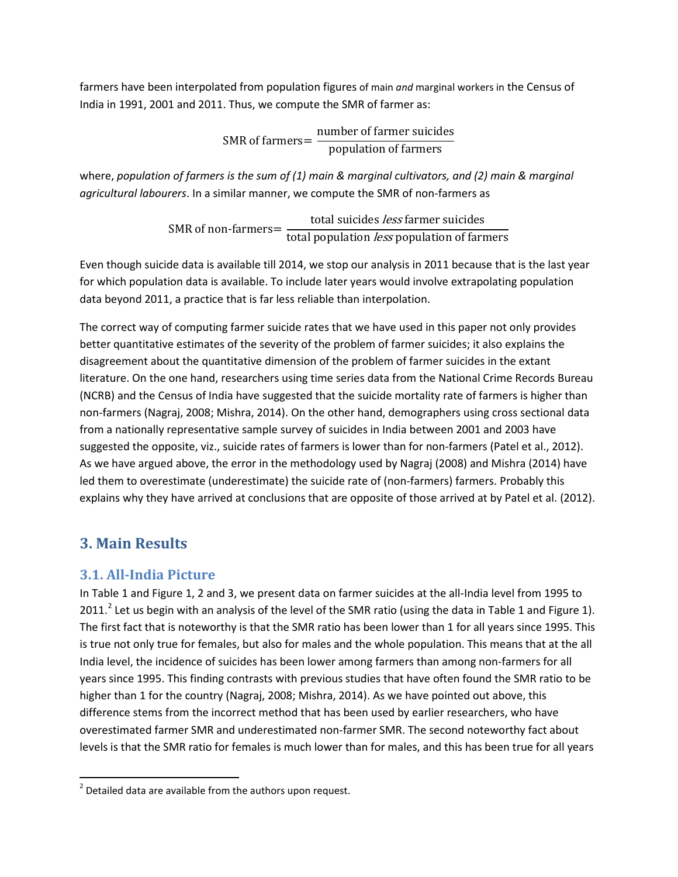farmers have been interpolated from population figures of main *and* marginal workers in the Census of India in 1991, 2001 and 2011. Thus, we compute the SMR of farmer as:

$$\text{SMR of farmers} = \frac{\text{number of farmer suicides}}{\text{population of farmers}}$$

where, *population of farmers is the sum of (1) main & marginal cultivators, and (2) main & marginal agricultural labourers*. In a similar manner, we compute the SMR of non-farmers as

$$\text{SMR of non-farmers} = \frac{\text{total suicides } \textit{less} \text{ farmer suicides}}{\text{total population } \textit{less} \text{ population of farmers}}$$

Even though suicide data is available till 2014, we stop our analysis in 2011 because that is the last year for which population data is available. To include later years would involve extrapolating population data beyond 2011, a practice that is far less reliable than interpolation.

The correct way of computing farmer suicide rates that we have used in this paper not only provides better quantitative estimates of the severity of the problem of farmer suicides; it also explains the disagreement about the quantitative dimension of the problem of farmer suicides in the extant literature. On the one hand, researchers using time series data from the National Crime Records Bureau (NCRB) and the Census of India have suggested that the suicide mortality rate of farmers is higher than non-farmers (Nagraj, 2008; Mishra, 2014). On the other hand, demographers using cross sectional data from a nationally representative sample survey of suicides in India between 2001 and 2003 have suggested the opposite, viz., suicide rates of farmers is lower than for non-farmers (Patel et al., 2012). As we have argued above, the error in the methodology used by Nagraj (2008) and Mishra (2014) have led them to overestimate (underestimate) the suicide rate of (non-farmers) farmers. Probably this explains why they have arrived at conclusions that are opposite of those arrived at by Patel et al. (2012).

## 3. Main Results

### 3.1. All-India Picture

In Table 1 and Figure 1, 2 and 3, we present data on farmer suicides at the all-India level from 1995 to 2011.[2] Let us begin with an analysis of the level of the SMR ratio (using the data in Table 1 and Figure 1). The first fact that is noteworthy is that the SMR ratio has been lower than 1 for all years since 1995. This is true not only true for females, but also for males and the whole population. This means that at the all India level, the incidence of suicides has been lower among farmers than among non-farmers for all years since 1995. This finding contrasts with previous studies that have often found the SMR ratio to be higher than 1 for the country (Nagraj, 2008; Mishra, 2014). As we have pointed out above, this difference stems from the incorrect method that has been used by earlier researchers, who have overestimated farmer SMR and underestimated non-farmer SMR. The second noteworthy fact about levels is that the SMR ratio for females is much lower than for males, and this has been true for all years

[2] Detailed data are available from the authors upon request.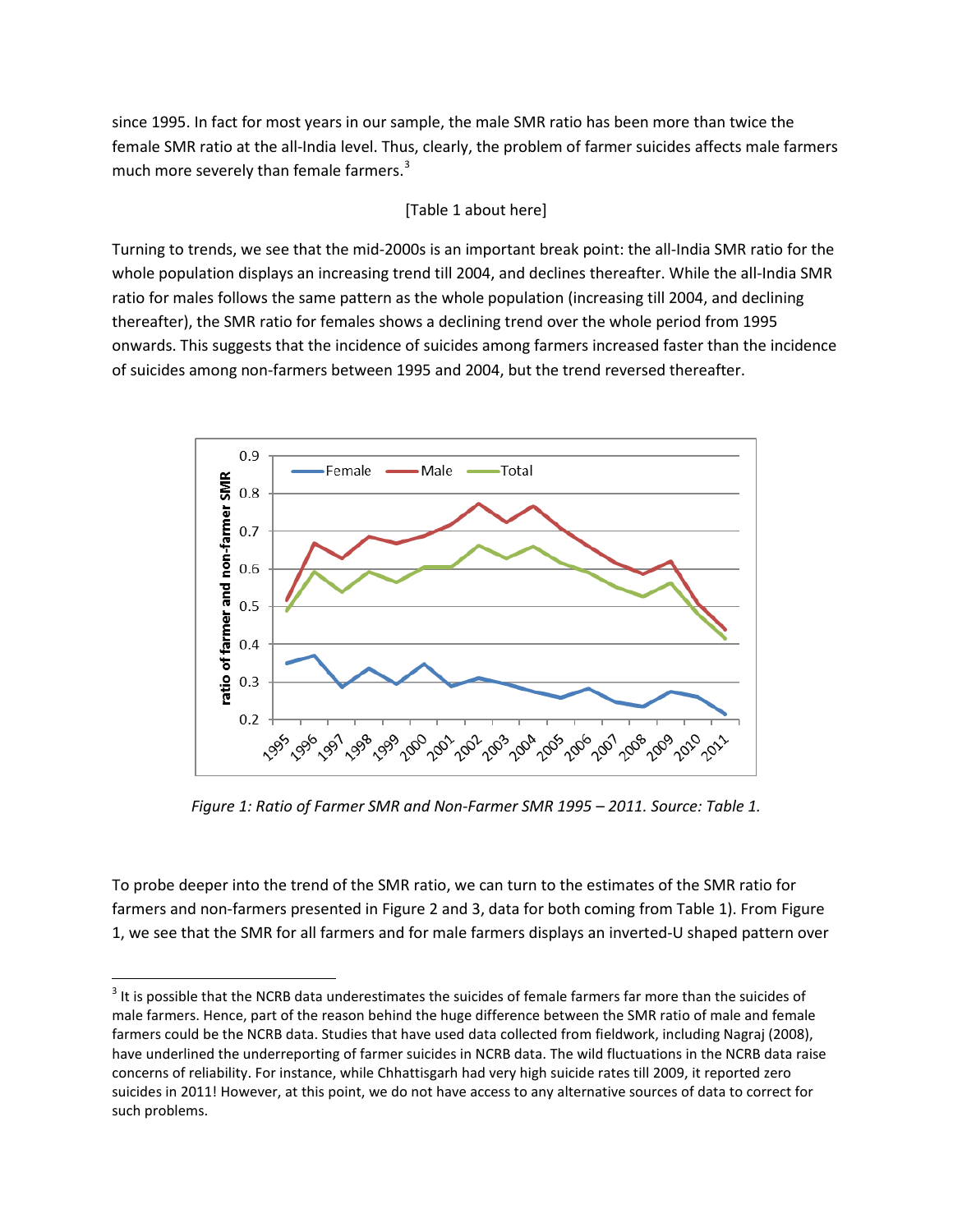since 1995. In fact for most years in our sample, the male SMR ratio has been more than twice the female SMR ratio at the all-India level. Thus, clearly, the problem of farmer suicides affects male farmers much more severely than female farmers.[3]

[Table 1 about here]

Turning to trends, we see that the mid-2000s is an important break point: the all-India SMR ratio for the whole population displays an increasing trend till 2004, and declines thereafter. While the all-India SMR ratio for males follows the same pattern as the whole population (increasing till 2004, and declining thereafter), the SMR ratio for females shows a declining trend over the whole period from 1995 onwards. This suggests that the incidence of suicides among farmers increased faster than the incidence of suicides among non-farmers between 1995 and 2004, but the trend reversed thereafter.

*Figure 1: Ratio of Farmer SMR and Non-Farmer SMR 1995 – 2011. Source: Table 1.*

To probe deeper into the trend of the SMR ratio, we can turn to the estimates of the SMR ratio for farmers and non-farmers presented in Figure 2 and 3, data for both coming from Table 1). From Figure 1, we see that the SMR for all farmers and for male farmers displays an inverted-U shaped pattern over

[3] It is possible that the NCRB data underestimates the suicides of female farmers far more than the suicides of male farmers. Hence, part of the reason behind the huge difference between the SMR ratio of male and female farmers could be the NCRB data. Studies that have used data collected from fieldwork, including Nagraj (2008), have underlined the underreporting of farmer suicides in NCRB data. The wild fluctuations in the NCRB data raise concerns of reliability. For instance, while Chhattisgarh had very high suicide rates till 2009, it reported zero suicides in 2011! However, at this point, we do not have access to any alternative sources of data to correct for such problems.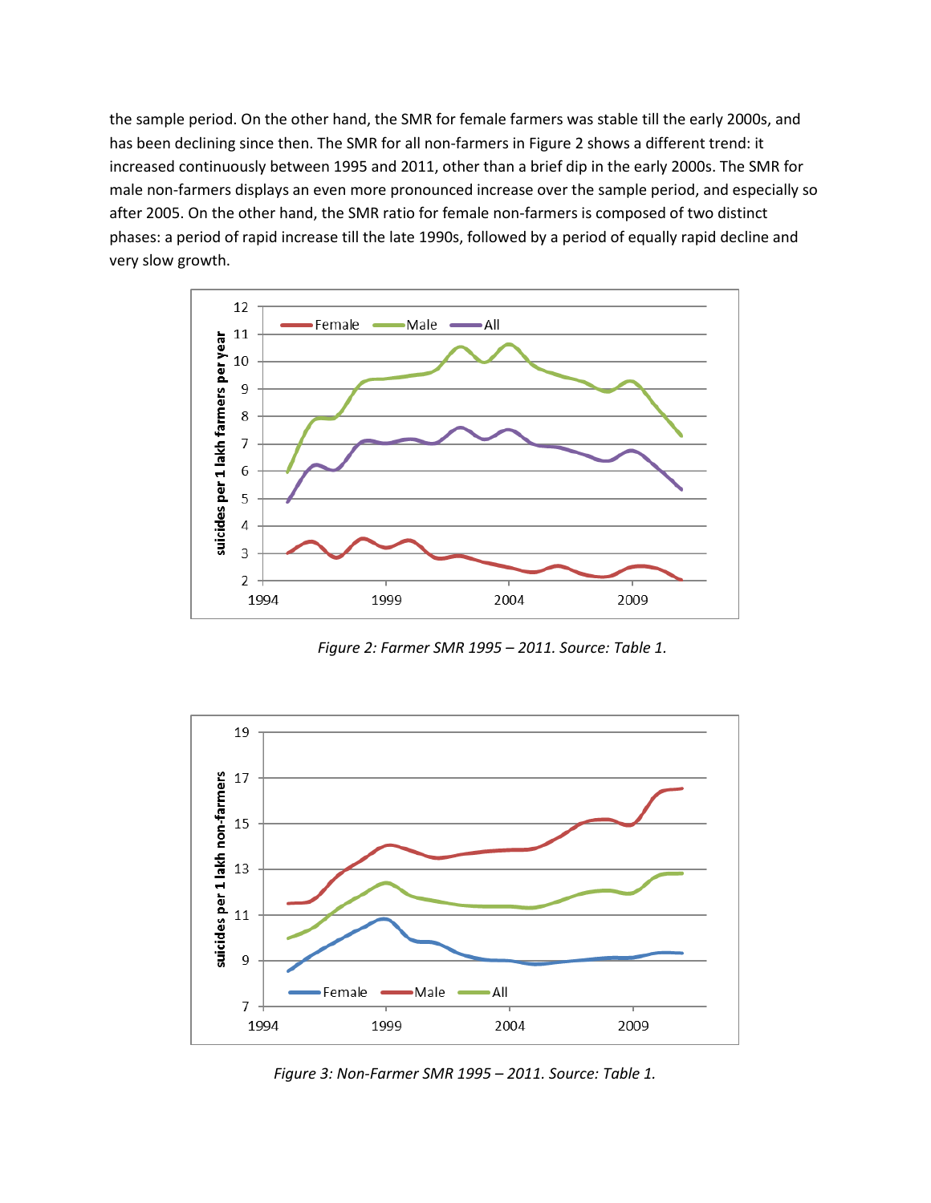the sample period. On the other hand, the SMR for female farmers was stable till the early 2000s, and has been declining since then. The SMR for all non-farmers in Figure 2 shows a different trend: it increased continuously between 1995 and 2011, other than a brief dip in the early 2000s. The SMR for male non-farmers displays an even more pronounced increase over the sample period, and especially so after 2005. On the other hand, the SMR ratio for female non-farmers is composed of two distinct phases: a period of rapid increase till the late 1990s, followed by a period of equally rapid decline and very slow growth.

*Figure 2: Farmer SMR 1995 – 2011. Source: Table 1.*

*Figure 3: Non-Farmer SMR 1995 – 2011. Source: Table 1.*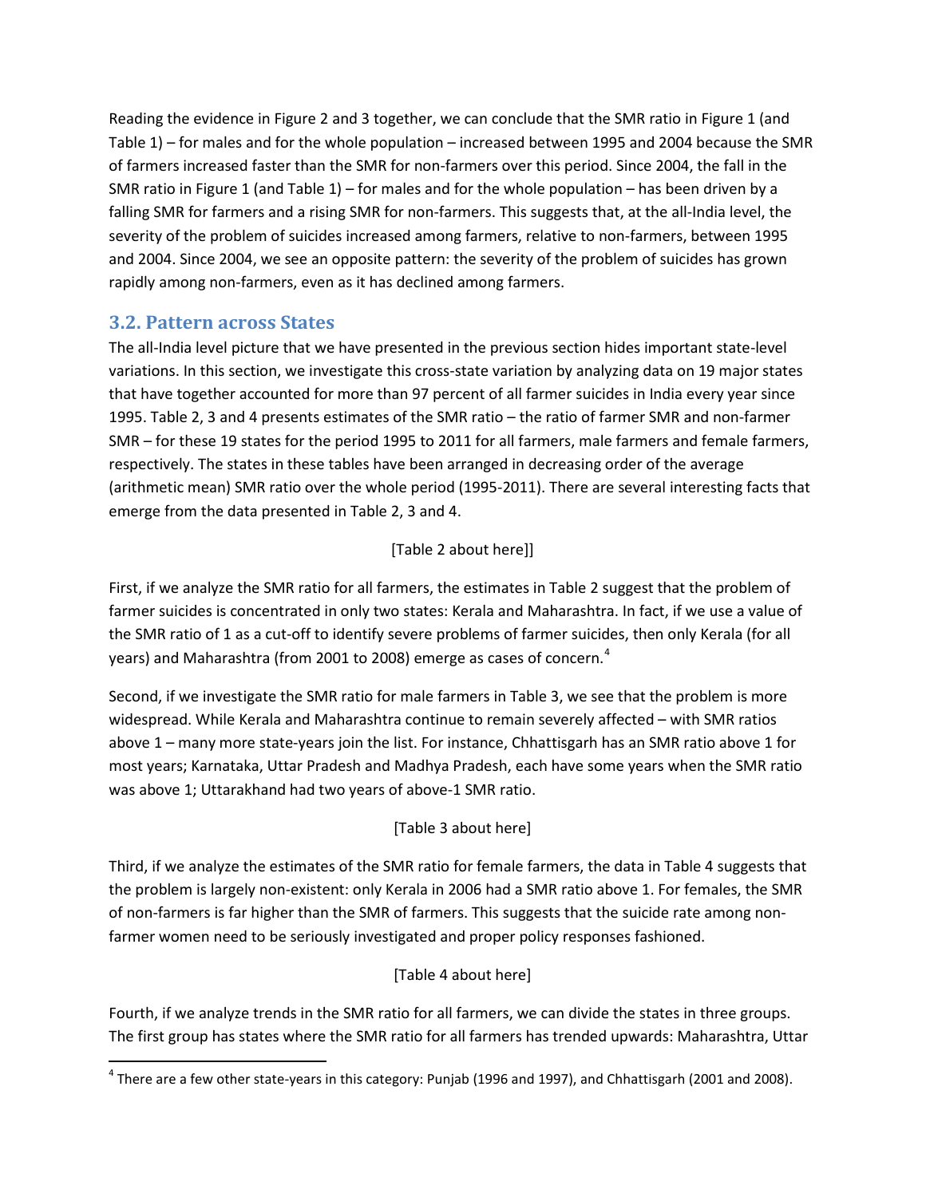Reading the evidence in Figure 2 and 3 together, we can conclude that the SMR ratio in Figure 1 (and Table 1) – for males and for the whole population – increased between 1995 and 2004 because the SMR of farmers increased faster than the SMR for non-farmers over this period. Since 2004, the fall in the SMR ratio in Figure 1 (and Table 1) – for males and for the whole population – has been driven by a falling SMR for farmers and a rising SMR for non-farmers. This suggests that, at the all-India level, the severity of the problem of suicides increased among farmers, relative to non-farmers, between 1995 and 2004. Since 2004, we see an opposite pattern: the severity of the problem of suicides has grown rapidly among non-farmers, even as it has declined among farmers.

## 3.2. Pattern across States

The all-India level picture that we have presented in the previous section hides important state-level variations. In this section, we investigate this cross-state variation by analyzing data on 19 major states that have together accounted for more than 97 percent of all farmer suicides in India every year since 1995. Table 2, 3 and 4 presents estimates of the SMR ratio – the ratio of farmer SMR and non-farmer SMR – for these 19 states for the period 1995 to 2011 for all farmers, male farmers and female farmers, respectively. The states in these tables have been arranged in decreasing order of the average (arithmetic mean) SMR ratio over the whole period (1995-2011). There are several interesting facts that emerge from the data presented in Table 2, 3 and 4.

[Table 2 about here]]

First, if we analyze the SMR ratio for all farmers, the estimates in Table 2 suggest that the problem of farmer suicides is concentrated in only two states: Kerala and Maharashtra. In fact, if we use a value of the SMR ratio of 1 as a cut-off to identify severe problems of farmer suicides, then only Kerala (for all years) and Maharashtra (from 2001 to 2008) emerge as cases of concern.[4]

Second, if we investigate the SMR ratio for male farmers in Table 3, we see that the problem is more widespread. While Kerala and Maharashtra continue to remain severely affected – with SMR ratios above 1 – many more state-years join the list. For instance, Chhattisgarh has an SMR ratio above 1 for most years; Karnataka, Uttar Pradesh and Madhya Pradesh, each have some years when the SMR ratio was above 1; Uttarakhand had two years of above-1 SMR ratio.

[Table 3 about here]

Third, if we analyze the estimates of the SMR ratio for female farmers, the data in Table 4 suggests that the problem is largely non-existent: only Kerala in 2006 had a SMR ratio above 1. For females, the SMR of non-farmers is far higher than the SMR of farmers. This suggests that the suicide rate among non-farmer women need to be seriously investigated and proper policy responses fashioned.

[Table 4 about here]

Fourth, if we analyze trends in the SMR ratio for all farmers, we can divide the states in three groups. The first group has states where the SMR ratio for all farmers has trended upwards: Maharashtra, Uttar

[4] There are a few other state-years in this category: Punjab (1996 and 1997), and Chhattisgarh (2001 and 2008).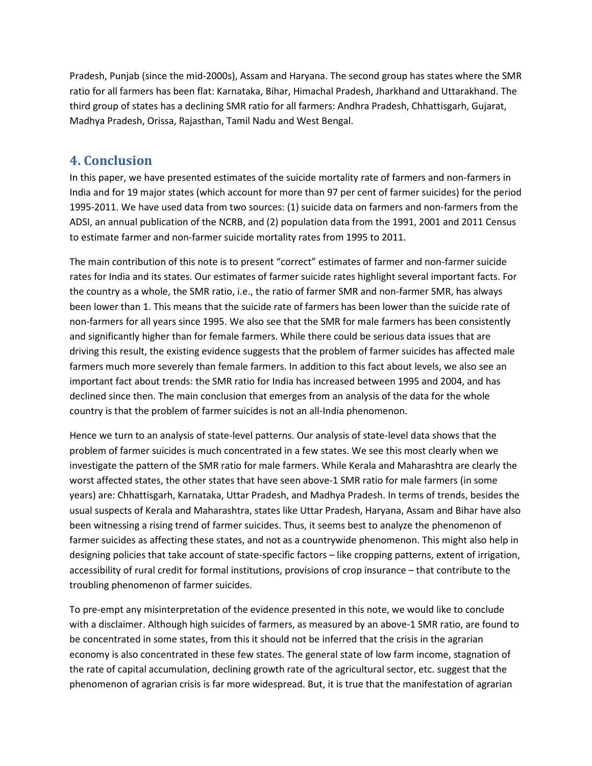Pradesh, Punjab (since the mid-2000s), Assam and Haryana. The second group has states where the SMR ratio for all farmers has been flat: Karnataka, Bihar, Himachal Pradesh, Jharkhand and Uttarakhand. The third group of states has a declining SMR ratio for all farmers: Andhra Pradesh, Chhattisgarh, Gujarat, Madhya Pradesh, Orissa, Rajasthan, Tamil Nadu and West Bengal.

## 4. Conclusion

In this paper, we have presented estimates of the suicide mortality rate of farmers and non-farmers in India and for 19 major states (which account for more than 97 per cent of farmer suicides) for the period 1995-2011. We have used data from two sources: (1) suicide data on farmers and non-farmers from the ADSI, an annual publication of the NCRB, and (2) population data from the 1991, 2001 and 2011 Census to estimate farmer and non-farmer suicide mortality rates from 1995 to 2011.

The main contribution of this note is to present "correct" estimates of farmer and non-farmer suicide rates for India and its states. Our estimates of farmer suicide rates highlight several important facts. For the country as a whole, the SMR ratio, i.e., the ratio of farmer SMR and non-farmer SMR, has always been lower than 1. This means that the suicide rate of farmers has been lower than the suicide rate of non-farmers for all years since 1995. We also see that the SMR for male farmers has been consistently and significantly higher than for female farmers. While there could be serious data issues that are driving this result, the existing evidence suggests that the problem of farmer suicides has affected male farmers much more severely than female farmers. In addition to this fact about levels, we also see an important fact about trends: the SMR ratio for India has increased between 1995 and 2004, and has declined since then. The main conclusion that emerges from an analysis of the data for the whole country is that the problem of farmer suicides is not an all-India phenomenon.

Hence we turn to an analysis of state-level patterns. Our analysis of state-level data shows that the problem of farmer suicides is much concentrated in a few states. We see this most clearly when we investigate the pattern of the SMR ratio for male farmers. While Kerala and Maharashtra are clearly the worst affected states, the other states that have seen above-1 SMR ratio for male farmers (in some years) are: Chhattisgarh, Karnataka, Uttar Pradesh, and Madhya Pradesh. In terms of trends, besides the usual suspects of Kerala and Maharashtra, states like Uttar Pradesh, Haryana, Assam and Bihar have also been witnessing a rising trend of farmer suicides. Thus, it seems best to analyze the phenomenon of farmer suicides as affecting these states, and not as a countrywide phenomenon. This might also help in designing policies that take account of state-specific factors – like cropping patterns, extent of irrigation, accessibility of rural credit for formal institutions, provisions of crop insurance – that contribute to the troubling phenomenon of farmer suicides.

To pre-empt any misinterpretation of the evidence presented in this note, we would like to conclude with a disclaimer. Although high suicides of farmers, as measured by an above-1 SMR ratio, are found to be concentrated in some states, from this it should not be inferred that the crisis in the agrarian economy is also concentrated in these few states. The general state of low farm income, stagnation of the rate of capital accumulation, declining growth rate of the agricultural sector, etc. suggest that the phenomenon of agrarian crisis is far more widespread. But, it is true that the manifestation of agrarian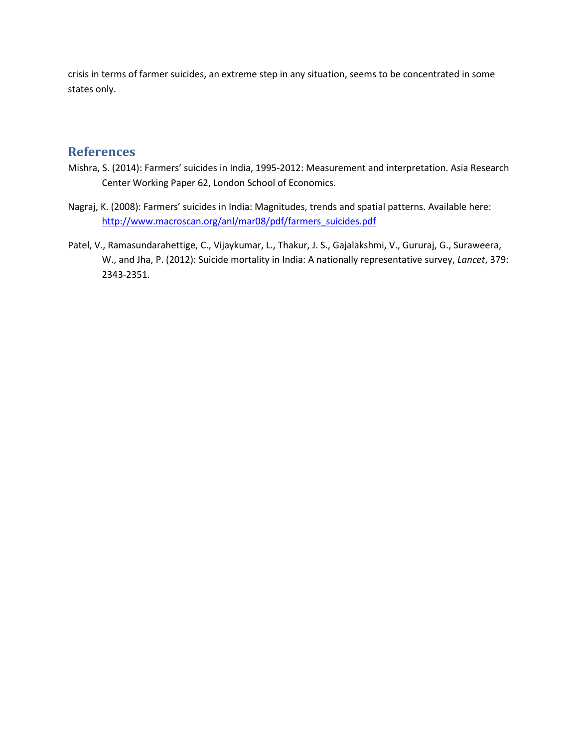crisis in terms of farmer suicides, an extreme step in any situation, seems to be concentrated in some states only.

## References

Mishra, S. (2014): Farmers' suicides in India, 1995-2012: Measurement and interpretation. Asia Research Center Working Paper 62, London School of Economics.

Nagraj, K. (2008): Farmers' suicides in India: Magnitudes, trends and spatial patterns. Available here: http://www.macroscan.org/anl/mar08/pdf/farmers_suicides.pdf

Patel, V., Ramasundarahettige, C., Vijaykumar, L., Thakur, J. S., Gajalakshmi, V., Gururaj, G., Suraweera, W., and Jha, P. (2012): Suicide mortality in India: A nationally representative survey, *Lancet*, 379: 2343-2351.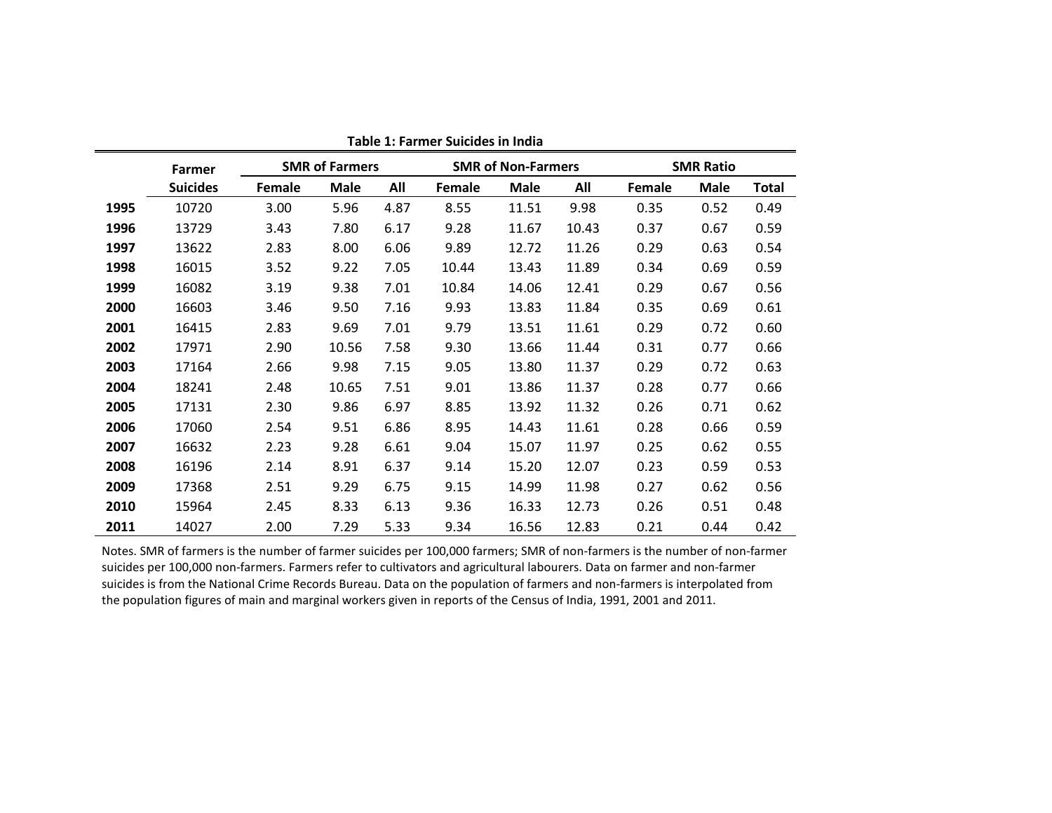**Table 1: Farmer Suicides in India**

| | Farmer Suicides | SMR of Farmers | | | SMR of Non-Farmers | | | SMR Ratio | | |
|---|---|---|---|---|---|---|---|---|---|---|
| | | Female | Male | All | Female | Male | All | Female | Male | Total |
| **1995** | 10720 | 3.00 | 5.96 | 4.87 | 8.55 | 11.51 | 9.98 | 0.35 | 0.52 | 0.49 |
| **1996** | 13729 | 3.43 | 7.80 | 6.17 | 9.28 | 11.67 | 10.43 | 0.37 | 0.67 | 0.59 |
| **1997** | 13622 | 2.83 | 8.00 | 6.06 | 9.89 | 12.72 | 11.26 | 0.29 | 0.63 | 0.54 |
| **1998** | 16015 | 3.52 | 9.22 | 7.05 | 10.44 | 13.43 | 11.89 | 0.34 | 0.69 | 0.59 |
| **1999** | 16082 | 3.19 | 9.38 | 7.01 | 10.84 | 14.06 | 12.41 | 0.29 | 0.67 | 0.56 |
| **2000** | 16603 | 3.46 | 9.50 | 7.16 | 9.93 | 13.83 | 11.84 | 0.35 | 0.69 | 0.61 |
| **2001** | 16415 | 2.83 | 9.69 | 7.01 | 9.79 | 13.51 | 11.61 | 0.29 | 0.72 | 0.60 |
| **2002** | 17971 | 2.90 | 10.56 | 7.58 | 9.30 | 13.66 | 11.44 | 0.31 | 0.77 | 0.66 |
| **2003** | 17164 | 2.66 | 9.98 | 7.15 | 9.05 | 13.80 | 11.37 | 0.29 | 0.72 | 0.63 |
| **2004** | 18241 | 2.48 | 10.65 | 7.51 | 9.01 | 13.86 | 11.37 | 0.28 | 0.77 | 0.66 |
| **2005** | 17131 | 2.30 | 9.86 | 6.97 | 8.85 | 13.92 | 11.32 | 0.26 | 0.71 | 0.62 |
| **2006** | 17060 | 2.54 | 9.51 | 6.86 | 8.95 | 14.43 | 11.61 | 0.28 | 0.66 | 0.59 |
| **2007** | 16632 | 2.23 | 9.28 | 6.61 | 9.04 | 15.07 | 11.97 | 0.25 | 0.62 | 0.55 |
| **2008** | 16196 | 2.14 | 8.91 | 6.37 | 9.14 | 15.20 | 12.07 | 0.23 | 0.59 | 0.53 |
| **2009** | 17368 | 2.51 | 9.29 | 6.75 | 9.15 | 14.99 | 11.98 | 0.27 | 0.62 | 0.56 |
| **2010** | 15964 | 2.45 | 8.33 | 6.13 | 9.36 | 16.33 | 12.73 | 0.26 | 0.51 | 0.48 |
| **2011** | 14027 | 2.00 | 7.29 | 5.33 | 9.34 | 16.56 | 12.83 | 0.21 | 0.44 | 0.42 |

Notes. SMR of farmers is the number of farmer suicides per 100,000 farmers; SMR of non-farmers is the number of non-farmer suicides per 100,000 non-farmers. Farmers refer to cultivators and agricultural labourers. Data on farmer and non-farmer suicides is from the National Crime Records Bureau. Data on the population of farmers and non-farmers is interpolated from the population figures of main and marginal workers given in reports of the Census of India, 1991, 2001 and 2011.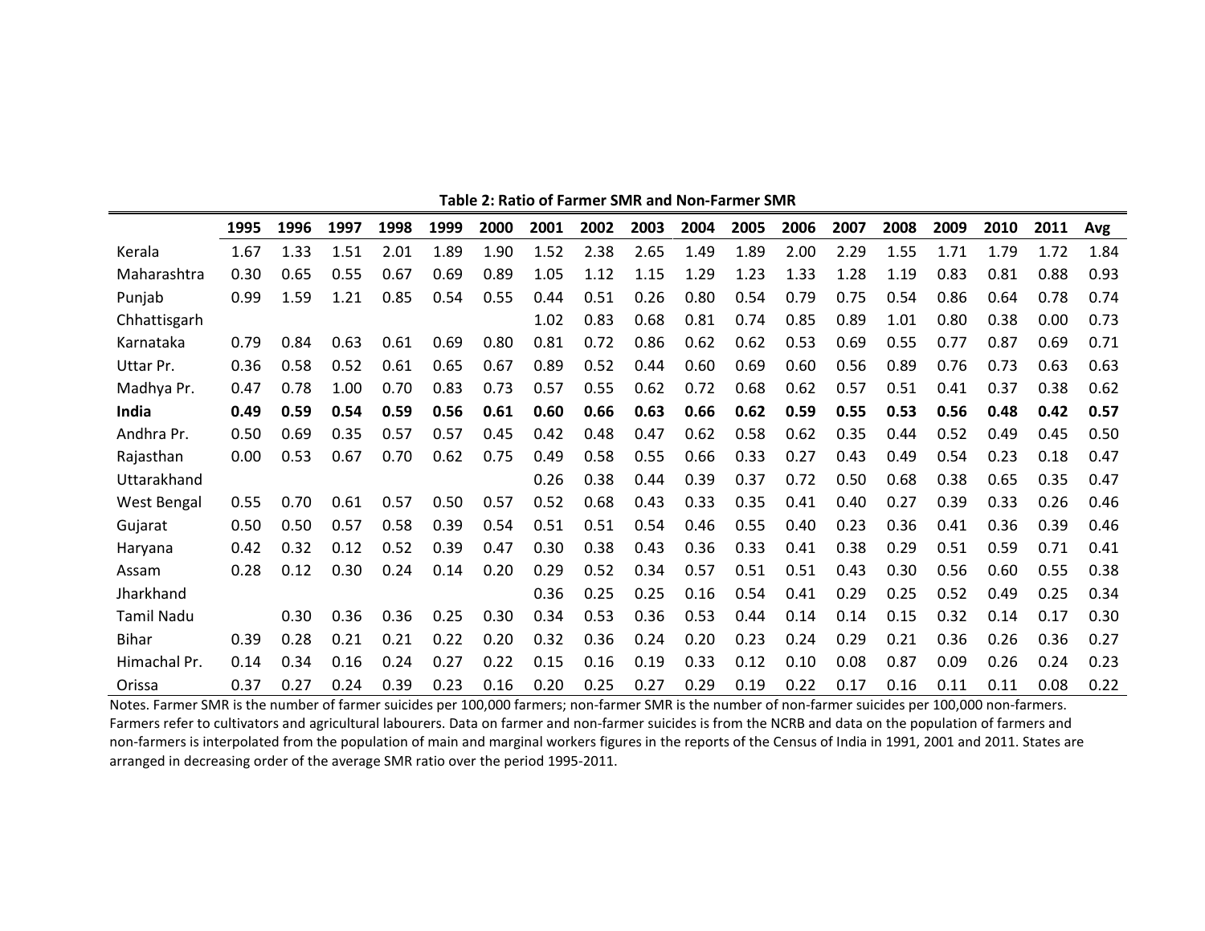**Table 2: Ratio of Farmer SMR and Non-Farmer SMR**

| | 1995 | 1996 | 1997 | 1998 | 1999 | 2000 | 2001 | 2002 | 2003 | 2004 | 2005 | 2006 | 2007 | 2008 | 2009 | 2010 | 2011 | Avg |
|---|---|---|---|---|---|---|---|---|---|---|---|---|---|---|---|---|---|---|
| Kerala | 1.67 | 1.33 | 1.51 | 2.01 | 1.89 | 1.90 | 1.52 | 2.38 | 2.65 | 1.49 | 1.89 | 2.00 | 2.29 | 1.55 | 1.71 | 1.79 | 1.72 | 1.84 |
| Maharashtra | 0.30 | 0.65 | 0.55 | 0.67 | 0.69 | 0.89 | 1.05 | 1.12 | 1.15 | 1.29 | 1.23 | 1.33 | 1.28 | 1.19 | 0.83 | 0.81 | 0.88 | 0.93 |
| Punjab | 0.99 | 1.59 | 1.21 | 0.85 | 0.54 | 0.55 | 0.44 | 0.51 | 0.26 | 0.80 | 0.54 | 0.79 | 0.75 | 0.54 | 0.86 | 0.64 | 0.78 | 0.74 |
| Chhattisgarh | | | | | | | 1.02 | 0.83 | 0.68 | 0.81 | 0.74 | 0.85 | 0.89 | 1.01 | 0.80 | 0.38 | 0.00 | 0.73 |
| Karnataka | 0.79 | 0.84 | 0.63 | 0.61 | 0.69 | 0.80 | 0.81 | 0.72 | 0.86 | 0.62 | 0.62 | 0.53 | 0.69 | 0.55 | 0.77 | 0.87 | 0.69 | 0.71 |
| Uttar Pr. | 0.36 | 0.58 | 0.52 | 0.61 | 0.65 | 0.67 | 0.89 | 0.52 | 0.44 | 0.60 | 0.69 | 0.60 | 0.56 | 0.89 | 0.76 | 0.73 | 0.63 | 0.63 |
| Madhya Pr. | 0.47 | 0.78 | 1.00 | 0.70 | 0.83 | 0.73 | 0.57 | 0.55 | 0.62 | 0.72 | 0.68 | 0.62 | 0.57 | 0.51 | 0.41 | 0.37 | 0.38 | 0.62 |
| **India** | **0.49** | **0.59** | **0.54** | **0.59** | **0.56** | **0.61** | **0.60** | **0.66** | **0.63** | **0.66** | **0.62** | **0.59** | **0.55** | **0.53** | **0.56** | **0.48** | **0.42** | **0.57** |
| Andhra Pr. | 0.50 | 0.69 | 0.35 | 0.57 | 0.57 | 0.45 | 0.42 | 0.48 | 0.47 | 0.62 | 0.58 | 0.62 | 0.35 | 0.44 | 0.52 | 0.49 | 0.45 | 0.50 |
| Rajasthan | 0.00 | 0.53 | 0.67 | 0.70 | 0.62 | 0.75 | 0.49 | 0.58 | 0.55 | 0.66 | 0.33 | 0.27 | 0.43 | 0.49 | 0.54 | 0.23 | 0.18 | 0.47 |
| Uttarakhand | | | | | | | 0.26 | 0.38 | 0.44 | 0.39 | 0.37 | 0.72 | 0.50 | 0.68 | 0.38 | 0.65 | 0.35 | 0.47 |
| West Bengal | 0.55 | 0.70 | 0.61 | 0.57 | 0.50 | 0.57 | 0.52 | 0.68 | 0.43 | 0.33 | 0.35 | 0.41 | 0.40 | 0.27 | 0.39 | 0.33 | 0.26 | 0.46 |
| Gujarat | 0.50 | 0.50 | 0.57 | 0.58 | 0.39 | 0.54 | 0.51 | 0.51 | 0.54 | 0.46 | 0.55 | 0.40 | 0.23 | 0.36 | 0.41 | 0.36 | 0.39 | 0.46 |
| Haryana | 0.42 | 0.32 | 0.12 | 0.52 | 0.39 | 0.47 | 0.30 | 0.38 | 0.43 | 0.36 | 0.33 | 0.41 | 0.38 | 0.29 | 0.51 | 0.59 | 0.71 | 0.41 |
| Assam | 0.28 | 0.12 | 0.30 | 0.24 | 0.14 | 0.20 | 0.29 | 0.52 | 0.34 | 0.57 | 0.51 | 0.51 | 0.43 | 0.30 | 0.56 | 0.60 | 0.55 | 0.38 |
| Jharkhand | | | | | | | 0.36 | 0.25 | 0.25 | 0.16 | 0.54 | 0.41 | 0.29 | 0.25 | 0.52 | 0.49 | 0.25 | 0.34 |
| Tamil Nadu | | 0.30 | 0.36 | 0.36 | 0.25 | 0.30 | 0.34 | 0.53 | 0.36 | 0.53 | 0.44 | 0.14 | 0.14 | 0.15 | 0.32 | 0.14 | 0.17 | 0.30 |
| Bihar | 0.39 | 0.28 | 0.21 | 0.21 | 0.22 | 0.20 | 0.32 | 0.36 | 0.24 | 0.20 | 0.23 | 0.24 | 0.29 | 0.21 | 0.36 | 0.26 | 0.36 | 0.27 |
| Himachal Pr. | 0.14 | 0.34 | 0.16 | 0.24 | 0.27 | 0.22 | 0.15 | 0.16 | 0.19 | 0.33 | 0.12 | 0.10 | 0.08 | 0.87 | 0.09 | 0.26 | 0.24 | 0.23 |
| Orissa | 0.37 | 0.27 | 0.24 | 0.39 | 0.23 | 0.16 | 0.20 | 0.25 | 0.27 | 0.29 | 0.19 | 0.22 | 0.17 | 0.16 | 0.11 | 0.11 | 0.08 | 0.22 |

Notes. Farmer SMR is the number of farmer suicides per 100,000 farmers; non-farmer SMR is the number of non-farmer suicides per 100,000 non-farmers. Farmers refer to cultivators and agricultural labourers. Data on farmer and non-farmer suicides is from the NCRB and data on the population of farmers and non-farmers is interpolated from the population of main and marginal workers figures in the reports of the Census of India in 1991, 2001 and 2011. States are arranged in decreasing order of the average SMR ratio over the period 1995-2011.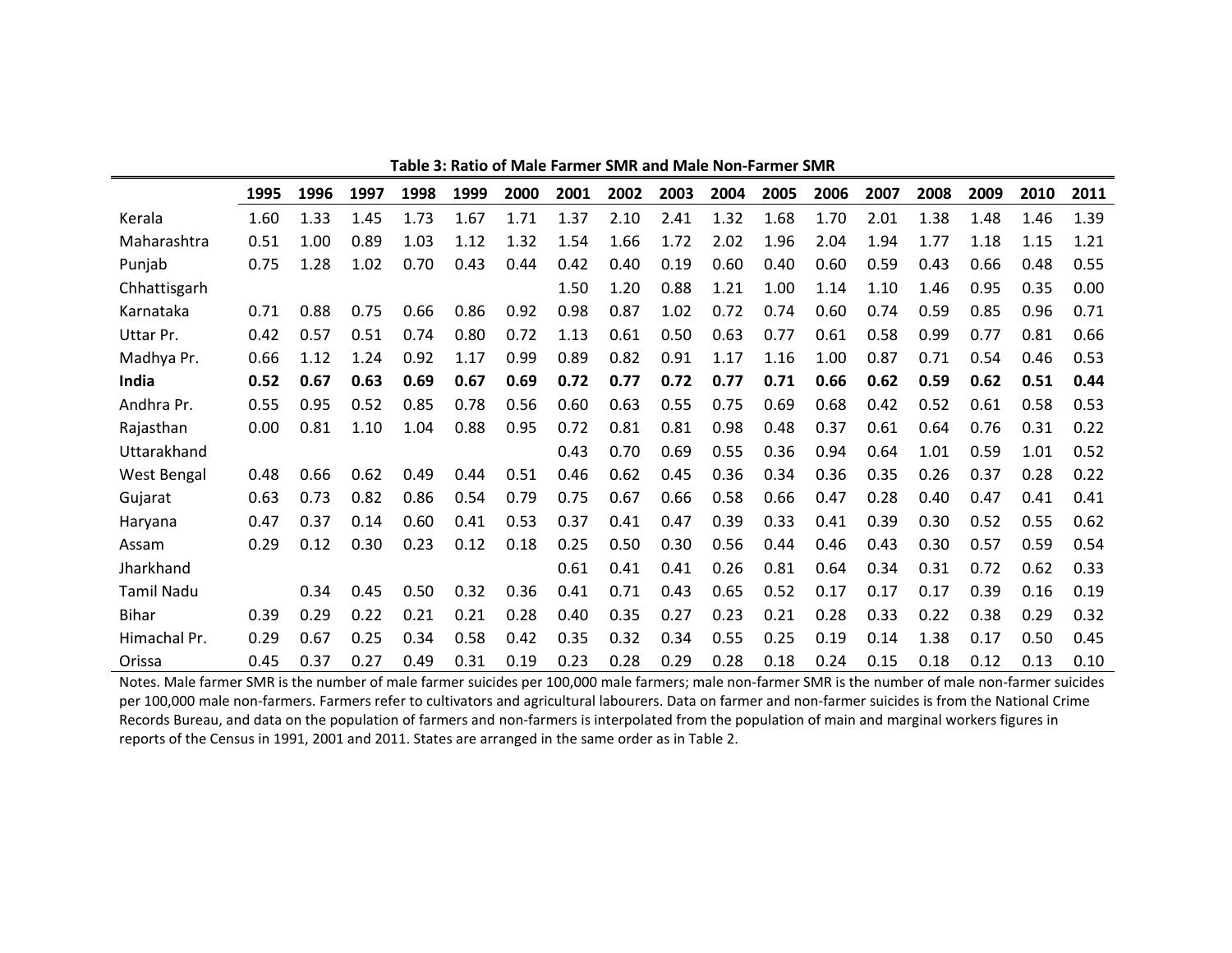**Table 3: Ratio of Male Farmer SMR and Male Non-Farmer SMR**

| | 1995 | 1996 | 1997 | 1998 | 1999 | 2000 | 2001 | 2002 | 2003 | 2004 | 2005 | 2006 | 2007 | 2008 | 2009 | 2010 | 2011 |
|---|---|---|---|---|---|---|---|---|---|---|---|---|---|---|---|---|---|
| Kerala | 1.60 | 1.33 | 1.45 | 1.73 | 1.67 | 1.71 | 1.37 | 2.10 | 2.41 | 1.32 | 1.68 | 1.70 | 2.01 | 1.38 | 1.48 | 1.46 | 1.39 |
| Maharashtra | 0.51 | 1.00 | 0.89 | 1.03 | 1.12 | 1.32 | 1.54 | 1.66 | 1.72 | 2.02 | 1.96 | 2.04 | 1.94 | 1.77 | 1.18 | 1.15 | 1.21 |
| Punjab | 0.75 | 1.28 | 1.02 | 0.70 | 0.43 | 0.44 | 0.42 | 0.40 | 0.19 | 0.60 | 0.40 | 0.60 | 0.59 | 0.43 | 0.66 | 0.48 | 0.55 |
| Chhattisgarh | | | | | | | 1.50 | 1.20 | 0.88 | 1.21 | 1.00 | 1.14 | 1.10 | 1.46 | 0.95 | 0.35 | 0.00 |
| Karnataka | 0.71 | 0.88 | 0.75 | 0.66 | 0.86 | 0.92 | 0.98 | 0.87 | 1.02 | 0.72 | 0.74 | 0.60 | 0.74 | 0.59 | 0.85 | 0.96 | 0.71 |
| Uttar Pr. | 0.42 | 0.57 | 0.51 | 0.74 | 0.80 | 0.72 | 1.13 | 0.61 | 0.50 | 0.63 | 0.77 | 0.61 | 0.58 | 0.99 | 0.77 | 0.81 | 0.66 |
| Madhya Pr. | 0.66 | 1.12 | 1.24 | 0.92 | 1.17 | 0.99 | 0.89 | 0.82 | 0.91 | 1.17 | 1.16 | 1.00 | 0.87 | 0.71 | 0.54 | 0.46 | 0.53 |
| **India** | **0.52** | **0.67** | **0.63** | **0.69** | **0.67** | **0.69** | **0.72** | **0.77** | **0.72** | **0.77** | **0.71** | **0.66** | **0.62** | **0.59** | **0.62** | **0.51** | **0.44** |
| Andhra Pr. | 0.55 | 0.95 | 0.52 | 0.85 | 0.78 | 0.56 | 0.60 | 0.63 | 0.55 | 0.75 | 0.69 | 0.68 | 0.42 | 0.52 | 0.61 | 0.58 | 0.53 |
| Rajasthan | 0.00 | 0.81 | 1.10 | 1.04 | 0.88 | 0.95 | 0.72 | 0.81 | 0.81 | 0.98 | 0.48 | 0.37 | 0.61 | 0.64 | 0.76 | 0.31 | 0.22 |
| Uttarakhand | | | | | | | 0.43 | 0.70 | 0.69 | 0.55 | 0.36 | 0.94 | 0.64 | 1.01 | 0.59 | 1.01 | 0.52 |
| West Bengal | 0.48 | 0.66 | 0.62 | 0.49 | 0.44 | 0.51 | 0.46 | 0.62 | 0.45 | 0.36 | 0.34 | 0.36 | 0.35 | 0.26 | 0.37 | 0.28 | 0.22 |
| Gujarat | 0.63 | 0.73 | 0.82 | 0.86 | 0.54 | 0.79 | 0.75 | 0.67 | 0.66 | 0.58 | 0.66 | 0.47 | 0.28 | 0.40 | 0.47 | 0.41 | 0.41 |
| Haryana | 0.47 | 0.37 | 0.14 | 0.60 | 0.41 | 0.53 | 0.37 | 0.41 | 0.47 | 0.39 | 0.33 | 0.41 | 0.39 | 0.30 | 0.52 | 0.55 | 0.62 |
| Assam | 0.29 | 0.12 | 0.30 | 0.23 | 0.12 | 0.18 | 0.25 | 0.50 | 0.30 | 0.56 | 0.44 | 0.46 | 0.43 | 0.30 | 0.57 | 0.59 | 0.54 |
| Jharkhand | | | | | | | 0.61 | 0.41 | 0.41 | 0.26 | 0.81 | 0.64 | 0.34 | 0.31 | 0.72 | 0.62 | 0.33 |
| Tamil Nadu | | 0.34 | 0.45 | 0.50 | 0.32 | 0.36 | 0.41 | 0.71 | 0.43 | 0.65 | 0.52 | 0.17 | 0.17 | 0.17 | 0.39 | 0.16 | 0.19 |
| Bihar | 0.39 | 0.29 | 0.22 | 0.21 | 0.21 | 0.28 | 0.40 | 0.35 | 0.27 | 0.23 | 0.21 | 0.28 | 0.33 | 0.22 | 0.38 | 0.29 | 0.32 |
| Himachal Pr. | 0.29 | 0.67 | 0.25 | 0.34 | 0.58 | 0.42 | 0.35 | 0.32 | 0.34 | 0.55 | 0.25 | 0.19 | 0.14 | 1.38 | 0.17 | 0.50 | 0.45 |
| Orissa | 0.45 | 0.37 | 0.27 | 0.49 | 0.31 | 0.19 | 0.23 | 0.28 | 0.29 | 0.28 | 0.18 | 0.24 | 0.15 | 0.18 | 0.12 | 0.13 | 0.10 |

Notes. Male farmer SMR is the number of male farmer suicides per 100,000 male farmers; male non-farmer SMR is the number of male non-farmer suicides per 100,000 male non-farmers. Farmers refer to cultivators and agricultural labourers. Data on farmer and non-farmer suicides is from the National Crime Records Bureau, and data on the population of farmers and non-farmers is interpolated from the population of main and marginal workers figures in reports of the Census in 1991, 2001 and 2011. States are arranged in the same order as in Table 2.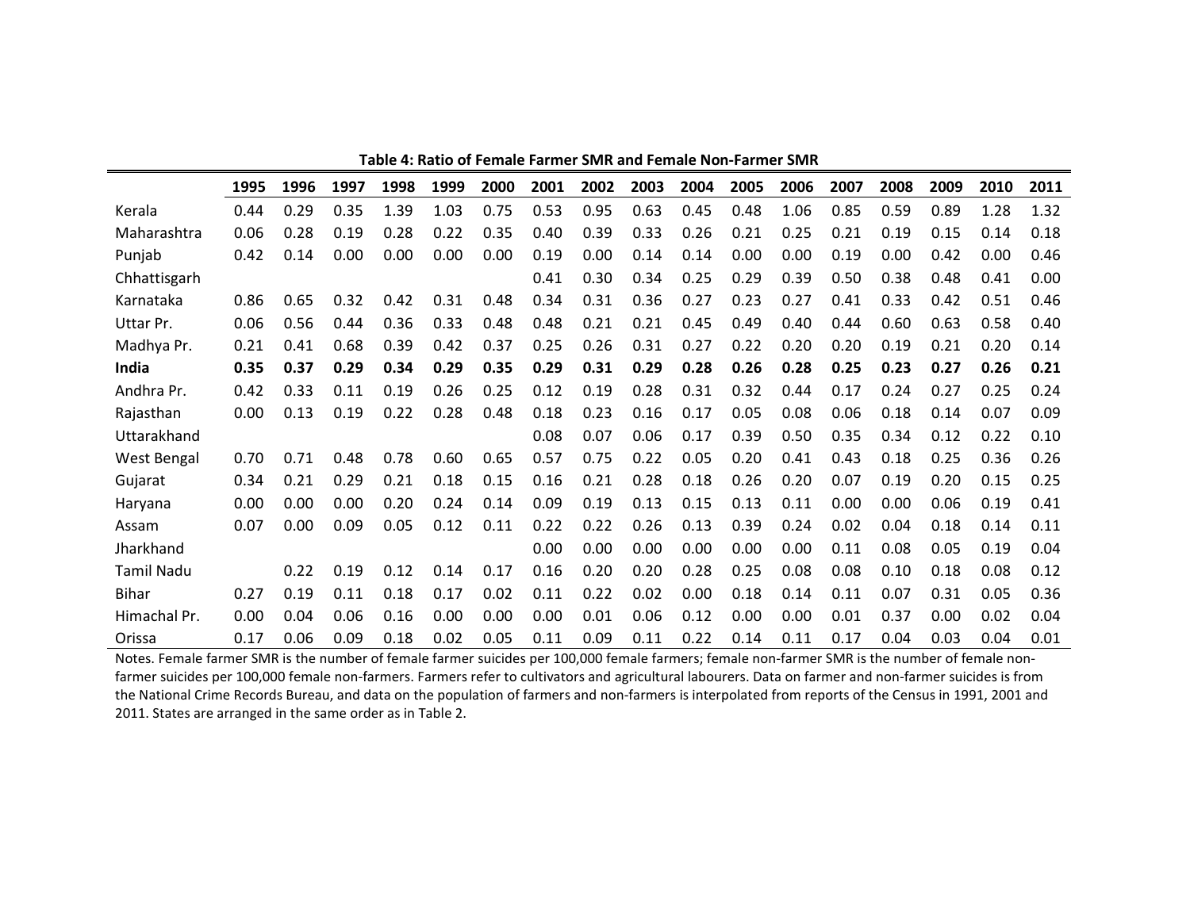**Table 4: Ratio of Female Farmer SMR and Female Non-Farmer SMR**

| | 1995 | 1996 | 1997 | 1998 | 1999 | 2000 | 2001 | 2002 | 2003 | 2004 | 2005 | 2006 | 2007 | 2008 | 2009 | 2010 | 2011 |
|---|---|---|---|---|---|---|---|---|---|---|---|---|---|---|---|---|---|
| Kerala | 0.44 | 0.29 | 0.35 | 1.39 | 1.03 | 0.75 | 0.53 | 0.95 | 0.63 | 0.45 | 0.48 | 1.06 | 0.85 | 0.59 | 0.89 | 1.28 | 1.32 |
| Maharashtra | 0.06 | 0.28 | 0.19 | 0.28 | 0.22 | 0.35 | 0.40 | 0.39 | 0.33 | 0.26 | 0.21 | 0.25 | 0.21 | 0.19 | 0.15 | 0.14 | 0.18 |
| Punjab | 0.42 | 0.14 | 0.00 | 0.00 | 0.00 | 0.00 | 0.19 | 0.00 | 0.14 | 0.14 | 0.00 | 0.00 | 0.19 | 0.00 | 0.42 | 0.00 | 0.46 |
| Chhattisgarh | | | | | | | 0.41 | 0.30 | 0.34 | 0.25 | 0.29 | 0.39 | 0.50 | 0.38 | 0.48 | 0.41 | 0.00 |
| Karnataka | 0.86 | 0.65 | 0.32 | 0.42 | 0.31 | 0.48 | 0.34 | 0.31 | 0.36 | 0.27 | 0.23 | 0.27 | 0.41 | 0.33 | 0.42 | 0.51 | 0.46 |
| Uttar Pr. | 0.06 | 0.56 | 0.44 | 0.36 | 0.33 | 0.48 | 0.48 | 0.21 | 0.21 | 0.45 | 0.49 | 0.40 | 0.44 | 0.60 | 0.63 | 0.58 | 0.40 |
| Madhya Pr. | 0.21 | 0.41 | 0.68 | 0.39 | 0.42 | 0.37 | 0.25 | 0.26 | 0.31 | 0.27 | 0.22 | 0.20 | 0.20 | 0.19 | 0.21 | 0.20 | 0.14 |
| **India** | **0.35** | **0.37** | **0.29** | **0.34** | **0.29** | **0.35** | **0.29** | **0.31** | **0.29** | **0.28** | **0.26** | **0.28** | **0.25** | **0.23** | **0.27** | **0.26** | **0.21** |
| Andhra Pr. | 0.42 | 0.33 | 0.11 | 0.19 | 0.26 | 0.25 | 0.12 | 0.19 | 0.28 | 0.31 | 0.32 | 0.44 | 0.17 | 0.24 | 0.27 | 0.25 | 0.24 |
| Rajasthan | 0.00 | 0.13 | 0.19 | 0.22 | 0.28 | 0.48 | 0.18 | 0.23 | 0.16 | 0.17 | 0.05 | 0.08 | 0.06 | 0.18 | 0.14 | 0.07 | 0.09 |
| Uttarakhand | | | | | | | 0.08 | 0.07 | 0.06 | 0.17 | 0.39 | 0.50 | 0.35 | 0.34 | 0.12 | 0.22 | 0.10 |
| West Bengal | 0.70 | 0.71 | 0.48 | 0.78 | 0.60 | 0.65 | 0.57 | 0.75 | 0.22 | 0.05 | 0.20 | 0.41 | 0.43 | 0.18 | 0.25 | 0.36 | 0.26 |
| Gujarat | 0.34 | 0.21 | 0.29 | 0.21 | 0.18 | 0.15 | 0.16 | 0.21 | 0.28 | 0.18 | 0.26 | 0.20 | 0.07 | 0.19 | 0.20 | 0.15 | 0.25 |
| Haryana | 0.00 | 0.00 | 0.00 | 0.20 | 0.24 | 0.14 | 0.09 | 0.19 | 0.13 | 0.15 | 0.13 | 0.11 | 0.00 | 0.00 | 0.06 | 0.19 | 0.41 |
| Assam | 0.07 | 0.00 | 0.09 | 0.05 | 0.12 | 0.11 | 0.22 | 0.22 | 0.26 | 0.13 | 0.39 | 0.24 | 0.02 | 0.04 | 0.18 | 0.14 | 0.11 |
| Jharkhand | | | | | | | 0.00 | 0.00 | 0.00 | 0.00 | 0.00 | 0.00 | 0.11 | 0.08 | 0.05 | 0.19 | 0.04 |
| Tamil Nadu | | 0.22 | 0.19 | 0.12 | 0.14 | 0.17 | 0.16 | 0.20 | 0.20 | 0.28 | 0.25 | 0.08 | 0.08 | 0.10 | 0.18 | 0.08 | 0.12 |
| Bihar | 0.27 | 0.19 | 0.11 | 0.18 | 0.17 | 0.02 | 0.11 | 0.22 | 0.02 | 0.00 | 0.18 | 0.14 | 0.11 | 0.07 | 0.31 | 0.05 | 0.36 |
| Himachal Pr. | 0.00 | 0.04 | 0.06 | 0.16 | 0.00 | 0.00 | 0.00 | 0.01 | 0.06 | 0.12 | 0.00 | 0.00 | 0.01 | 0.37 | 0.00 | 0.02 | 0.04 |
| Orissa | 0.17 | 0.06 | 0.09 | 0.18 | 0.02 | 0.05 | 0.11 | 0.09 | 0.11 | 0.22 | 0.14 | 0.11 | 0.17 | 0.04 | 0.03 | 0.04 | 0.01 |

Notes. Female farmer SMR is the number of female farmer suicides per 100,000 female farmers; female non-farmer SMR is the number of female non-farmer suicides per 100,000 female non-farmers. Farmers refer to cultivators and agricultural labourers. Data on farmer and non-farmer suicides is from the National Crime Records Bureau, and data on the population of farmers and non-farmers is interpolated from reports of the Census in 1991, 2001 and 2011. States are arranged in the same order as in Table 2.